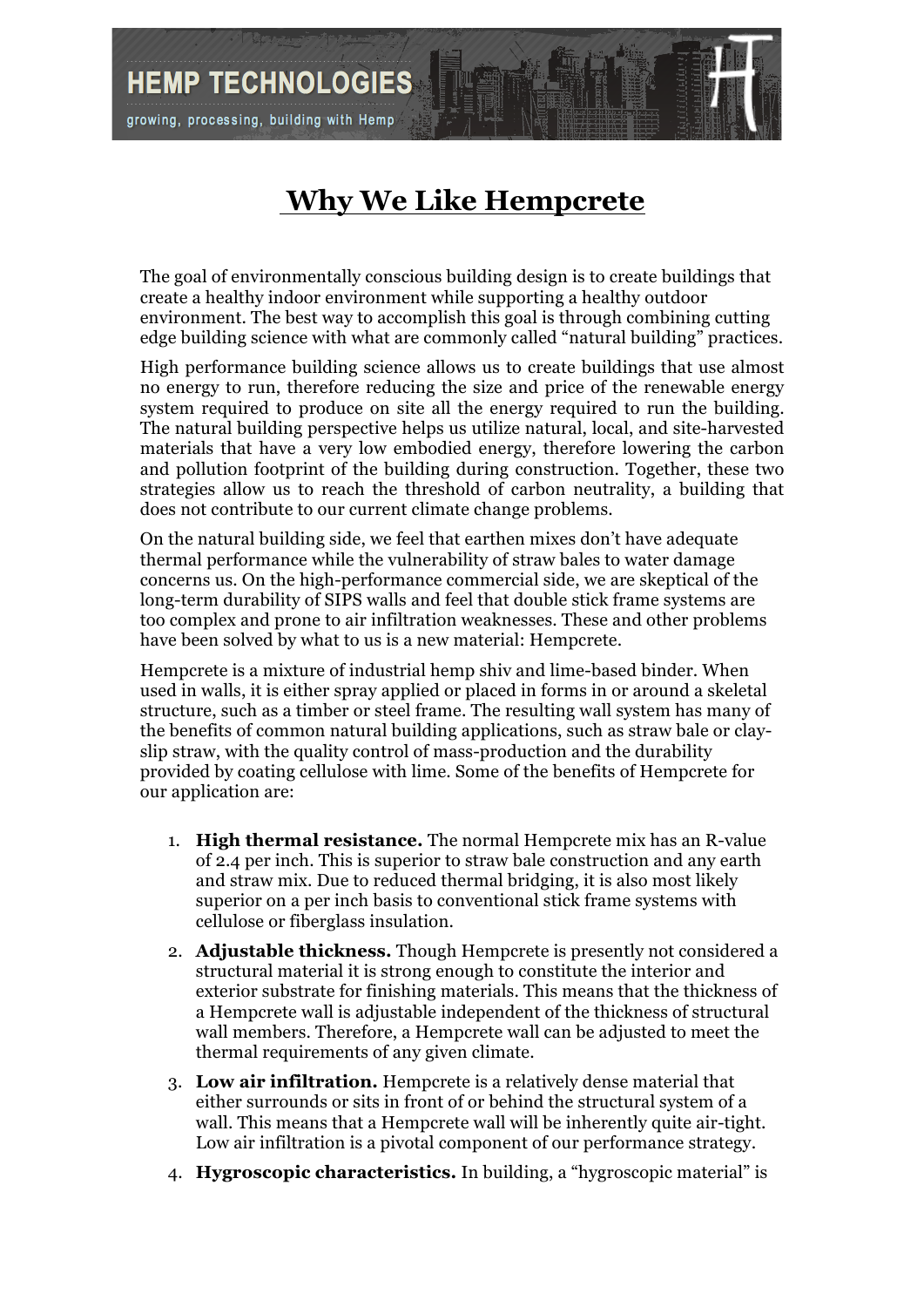HEMP TECHNOLOGIES

growing, processing, building with Hemp

# Why We Like Hempcrete

The goal of environmentally conscious building design is to create buildings that create a healthy indoor environment while supporting a healthy outdoor environment. The best way to accomplish this goal is through combining cutting edge building science with what are commonly called "natural building" practices.

High performance building science allows us to create buildings that use almost no energy to run, therefore reducing the size and price of the renewable energy system required to produce on site all the energy required to run the building. The natural building perspective helps us utilize natural, local, and site-harvested materials that have a very low embodied energy, therefore lowering the carbon and pollution footprint of the building during construction. Together, these two strategies allow us to reach the threshold of carbon neutrality, a building that does not contribute to our current climate change problems.

On the natural building side, we feel that earthen mixes don't have adequate thermal performance while the vulnerability of straw bales to water damage concerns us. On the high-performance commercial side, we are skeptical of the long-term durability of SIPS walls and feel that double stick frame systems are too complex and prone to air infiltration weaknesses. These and other problems have been solved by what to us is a new material: Hempcrete.

Hempcrete is a mixture of industrial hemp shiv and lime-based binder. When used in walls, it is either spray applied or placed in forms in or around a skeletal structure, such as a timber or steel frame. The resulting wall system has many of the benefits of common natural building applications, such as straw bale or clay-slip straw, with the quality control of mass-production and the durability provided by coating cellulose with lime. Some of the benefits of Hempcrete for our application are:

1. **High thermal resistance.** The normal Hempcrete mix has an R-value of 2.4 per inch. This is superior to straw bale construction and any earth and straw mix. Due to reduced thermal bridging, it is also most likely superior on a per inch basis to conventional stick frame systems with cellulose or fiberglass insulation.
2. **Adjustable thickness.** Though Hempcrete is presently not considered a structural material it is strong enough to constitute the interior and exterior substrate for finishing materials. This means that the thickness of a Hempcrete wall is adjustable independent of the thickness of structural wall members. Therefore, a Hempcrete wall can be adjusted to meet the thermal requirements of any given climate.
3. **Low air infiltration.** Hempcrete is a relatively dense material that either surrounds or sits in front of or behind the structural system of a wall. This means that a Hempcrete wall will be inherently quite air-tight. Low air infiltration is a pivotal component of our performance strategy.
4. **Hygroscopic characteristics.** In building, a "hygroscopic material" is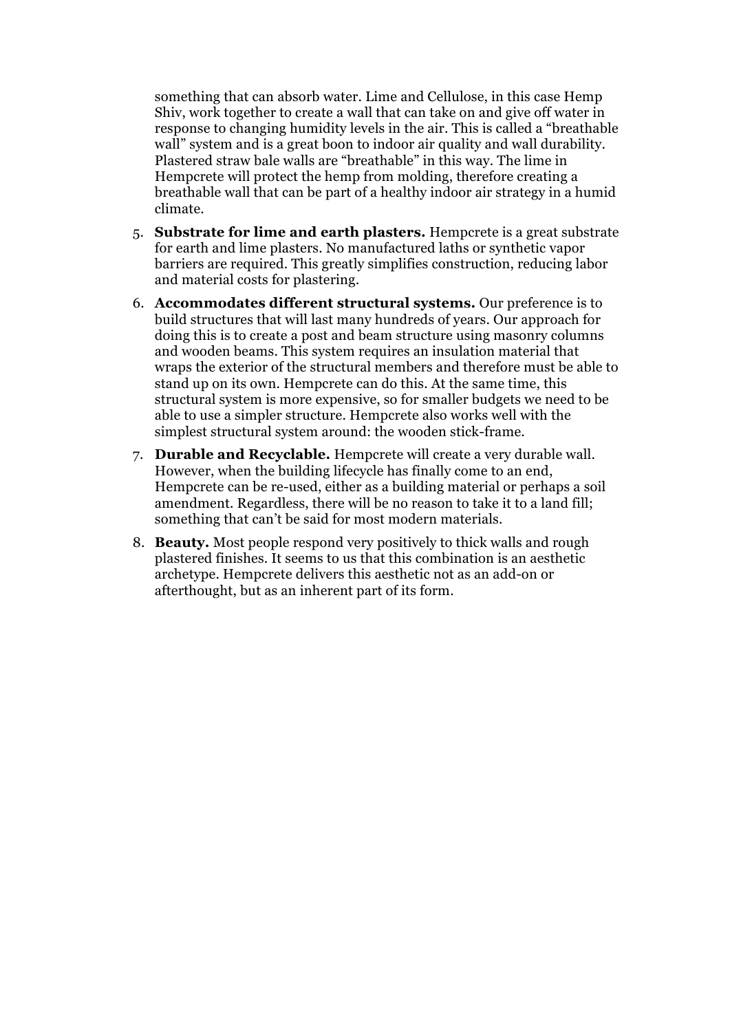something that can absorb water. Lime and Cellulose, in this case Hemp Shiv, work together to create a wall that can take on and give off water in response to changing humidity levels in the air. This is called a “breathable wall” system and is a great boon to indoor air quality and wall durability. Plastered straw bale walls are “breathable” in this way. The lime in Hempcrete will protect the hemp from molding, therefore creating a breathable wall that can be part of a healthy indoor air strategy in a humid climate.

5. **Substrate for lime and earth plasters.** Hempcrete is a great substrate for earth and lime plasters. No manufactured laths or synthetic vapor barriers are required. This greatly simplifies construction, reducing labor and material costs for plastering.
6. **Accommodates different structural systems.** Our preference is to build structures that will last many hundreds of years. Our approach for doing this is to create a post and beam structure using masonry columns and wooden beams. This system requires an insulation material that wraps the exterior of the structural members and therefore must be able to stand up on its own. Hempcrete can do this. At the same time, this structural system is more expensive, so for smaller budgets we need to be able to use a simpler structure. Hempcrete also works well with the simplest structural system around: the wooden stick-frame.
7. **Durable and Recyclable.** Hempcrete will create a very durable wall. However, when the building lifecycle has finally come to an end, Hempcrete can be re-used, either as a building material or perhaps a soil amendment. Regardless, there will be no reason to take it to a land fill; something that can’t be said for most modern materials.
8. **Beauty.** Most people respond very positively to thick walls and rough plastered finishes. It seems to us that this combination is an aesthetic archetype. Hempcrete delivers this aesthetic not as an add-on or afterthought, but as an inherent part of its form.